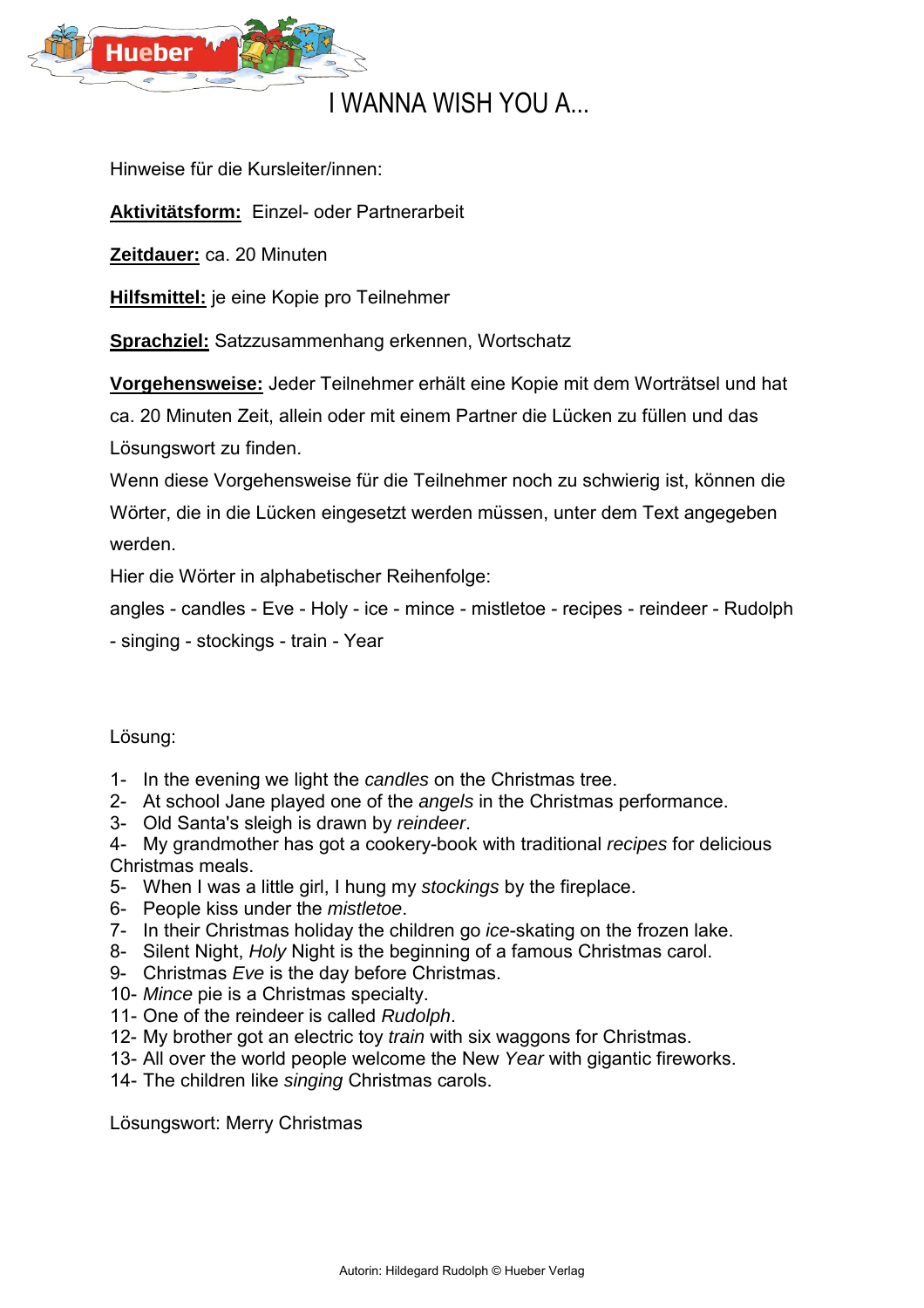# I WANNA WISH YOU A...

Hinweise für die Kursleiter/innen:

**Aktivitätsform:** Einzel- oder Partnerarbeit

**Zeitdauer:** ca. 20 Minuten

**Hilfsmittel:** je eine Kopie pro Teilnehmer

**Sprachziel:** Satzzusammenhang erkennen, Wortschatz

**Vorgehensweise:** Jeder Teilnehmer erhält eine Kopie mit dem Worträtsel und hat ca. 20 Minuten Zeit, allein oder mit einem Partner die Lücken zu füllen und das Lösungswort zu finden.

Wenn diese Vorgehensweise für die Teilnehmer noch zu schwierig ist, können die Wörter, die in die Lücken eingesetzt werden müssen, unter dem Text angegeben werden.

Hier die Wörter in alphabetischer Reihenfolge:

angles - candles - Eve - Holy - ice - mince - mistletoe - recipes - reindeer - Rudolph - singing - stockings - train - Year

Lösung:

1- In the evening we light the *candles* on the Christmas tree.
2- At school Jane played one of the *angels* in the Christmas performance.
3- Old Santa's sleigh is drawn by *reindeer*.
4- My grandmother has got a cookery-book with traditional *recipes* for delicious Christmas meals.
5- When I was a little girl, I hung my *stockings* by the fireplace.
6- People kiss under the *mistletoe*.
7- In their Christmas holiday the children go *ice*-skating on the frozen lake.
8- Silent Night, *Holy* Night is the beginning of a famous Christmas carol.
9- Christmas *Eve* is the day before Christmas.
10- *Mince* pie is a Christmas specialty.
11- One of the reindeer is called *Rudolph*.
12- My brother got an electric toy *train* with six waggons for Christmas.
13- All over the world people welcome the New *Year* with gigantic fireworks.
14- The children like *singing* Christmas carols.

Lösungswort: Merry Christmas

Autorin: Hildegard Rudolph © Hueber Verlag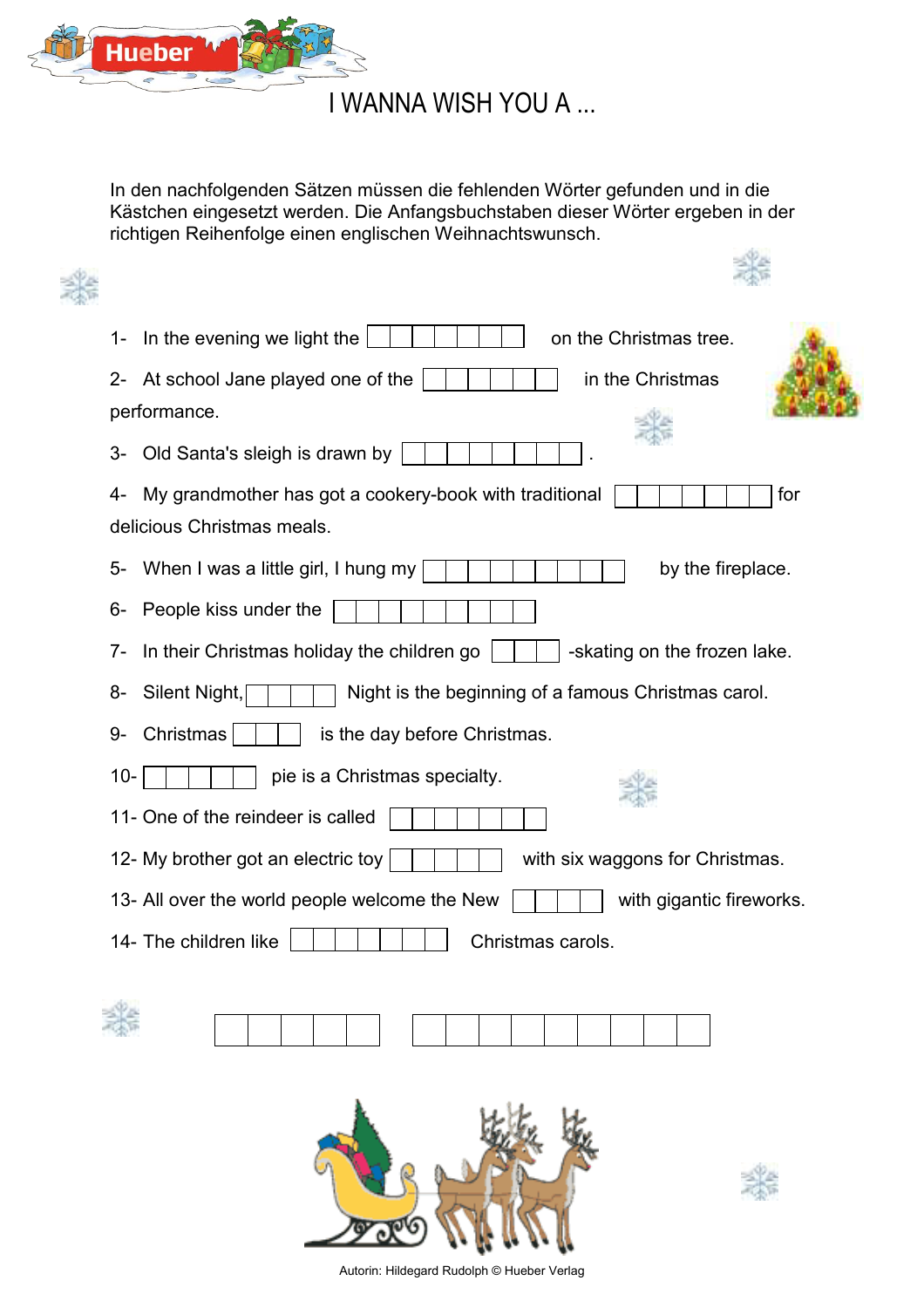# I WANNA WISH YOU A ...

In den nachfolgenden Sätzen müssen die fehlenden Wörter gefunden und in die Kästchen eingesetzt werden. Die Anfangsbuchstaben dieser Wörter ergeben in der richtigen Reihenfolge einen englischen Weihnachtswunsch.

1- In the evening we light the ☐☐☐☐☐☐☐ on the Christmas tree.

2- At school Jane played one of the ☐☐☐☐☐☐ in the Christmas performance.

3- Old Santa's sleigh is drawn by ☐☐☐☐☐☐☐☐ .

4- My grandmother has got a cookery-book with traditional ☐☐☐☐☐☐☐ for delicious Christmas meals.

5- When I was a little girl, I hung my ☐☐☐☐☐☐☐☐☐ by the fireplace.

6- People kiss under the ☐☐☐☐☐☐☐☐☐

7- In their Christmas holiday the children go ☐☐☐ -skating on the frozen lake.

8- Silent Night, ☐☐☐☐ Night is the beginning of a famous Christmas carol.

9- Christmas ☐☐☐ is the day before Christmas.

10- ☐☐☐☐☐ pie is a Christmas specialty.

11- One of the reindeer is called ☐☐☐☐☐☐☐

12- My brother got an electric toy ☐☐☐☐☐ with six waggons for Christmas.

13- All over the world people welcome the New ☐☐☐☐ with gigantic fireworks.

14- The children like ☐☐☐☐☐☐☐ Christmas carols.

☐☐☐☐☐ ☐☐☐☐☐☐☐☐☐

Autorin: Hildegard Rudolph © Hueber Verlag